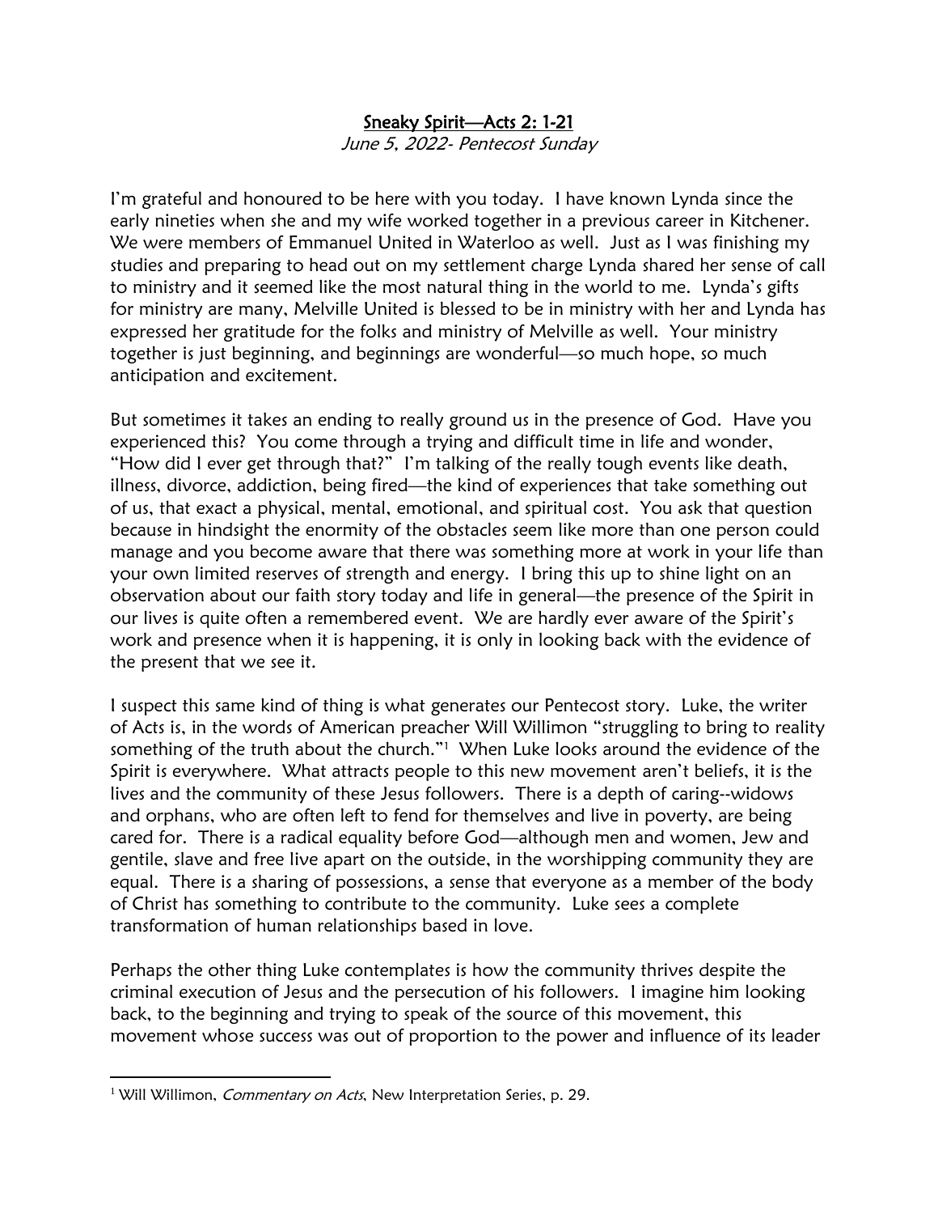# Sneaky Spirit—Acts 2: 1-21

*June 5, 2022- Pentecost Sunday*

I'm grateful and honoured to be here with you today. I have known Lynda since the early nineties when she and my wife worked together in a previous career in Kitchener. We were members of Emmanuel United in Waterloo as well. Just as I was finishing my studies and preparing to head out on my settlement charge Lynda shared her sense of call to ministry and it seemed like the most natural thing in the world to me. Lynda's gifts for ministry are many, Melville United is blessed to be in ministry with her and Lynda has expressed her gratitude for the folks and ministry of Melville as well. Your ministry together is just beginning, and beginnings are wonderful—so much hope, so much anticipation and excitement.

But sometimes it takes an ending to really ground us in the presence of God. Have you experienced this? You come through a trying and difficult time in life and wonder, "How did I ever get through that?" I'm talking of the really tough events like death, illness, divorce, addiction, being fired—the kind of experiences that take something out of us, that exact a physical, mental, emotional, and spiritual cost. You ask that question because in hindsight the enormity of the obstacles seem like more than one person could manage and you become aware that there was something more at work in your life than your own limited reserves of strength and energy. I bring this up to shine light on an observation about our faith story today and life in general—the presence of the Spirit in our lives is quite often a remembered event. We are hardly ever aware of the Spirit's work and presence when it is happening, it is only in looking back with the evidence of the present that we see it.

I suspect this same kind of thing is what generates our Pentecost story. Luke, the writer of Acts is, in the words of American preacher Will Willimon "struggling to bring to reality something of the truth about the church."[1] When Luke looks around the evidence of the Spirit is everywhere. What attracts people to this new movement aren't beliefs, it is the lives and the community of these Jesus followers. There is a depth of caring--widows and orphans, who are often left to fend for themselves and live in poverty, are being cared for. There is a radical equality before God—although men and women, Jew and gentile, slave and free live apart on the outside, in the worshipping community they are equal. There is a sharing of possessions, a sense that everyone as a member of the body of Christ has something to contribute to the community. Luke sees a complete transformation of human relationships based in love.

Perhaps the other thing Luke contemplates is how the community thrives despite the criminal execution of Jesus and the persecution of his followers. I imagine him looking back, to the beginning and trying to speak of the source of this movement, this movement whose success was out of proportion to the power and influence of its leader

---

[1] Will Willimon, *Commentary on Acts*, New Interpretation Series, p. 29.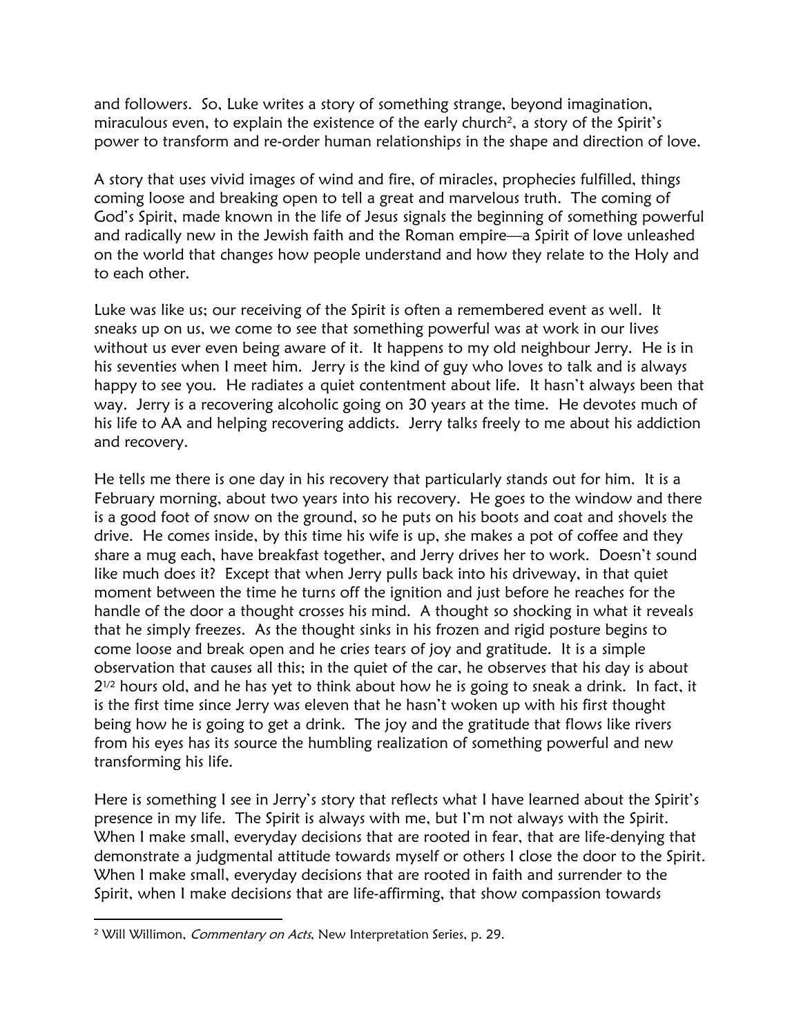and followers. So, Luke writes a story of something strange, beyond imagination, miraculous even, to explain the existence of the early church[2], a story of the Spirit's power to transform and re-order human relationships in the shape and direction of love.

A story that uses vivid images of wind and fire, of miracles, prophecies fulfilled, things coming loose and breaking open to tell a great and marvelous truth. The coming of God's Spirit, made known in the life of Jesus signals the beginning of something powerful and radically new in the Jewish faith and the Roman empire—a Spirit of love unleashed on the world that changes how people understand and how they relate to the Holy and to each other.

Luke was like us; our receiving of the Spirit is often a remembered event as well. It sneaks up on us, we come to see that something powerful was at work in our lives without us ever even being aware of it. It happens to my old neighbour Jerry. He is in his seventies when I meet him. Jerry is the kind of guy who loves to talk and is always happy to see you. He radiates a quiet contentment about life. It hasn't always been that way. Jerry is a recovering alcoholic going on 30 years at the time. He devotes much of his life to AA and helping recovering addicts. Jerry talks freely to me about his addiction and recovery.

He tells me there is one day in his recovery that particularly stands out for him. It is a February morning, about two years into his recovery. He goes to the window and there is a good foot of snow on the ground, so he puts on his boots and coat and shovels the drive. He comes inside, by this time his wife is up, she makes a pot of coffee and they share a mug each, have breakfast together, and Jerry drives her to work. Doesn't sound like much does it? Except that when Jerry pulls back into his driveway, in that quiet moment between the time he turns off the ignition and just before he reaches for the handle of the door a thought crosses his mind. A thought so shocking in what it reveals that he simply freezes. As the thought sinks in his frozen and rigid posture begins to come loose and break open and he cries tears of joy and gratitude. It is a simple observation that causes all this; in the quiet of the car, he observes that his day is about 2½ hours old, and he has yet to think about how he is going to sneak a drink. In fact, it is the first time since Jerry was eleven that he hasn't woken up with his first thought being how he is going to get a drink. The joy and the gratitude that flows like rivers from his eyes has its source the humbling realization of something powerful and new transforming his life.

Here is something I see in Jerry's story that reflects what I have learned about the Spirit's presence in my life. The Spirit is always with me, but I'm not always with the Spirit. When I make small, everyday decisions that are rooted in fear, that are life-denying that demonstrate a judgmental attitude towards myself or others I close the door to the Spirit. When I make small, everyday decisions that are rooted in faith and surrender to the Spirit, when I make decisions that are life-affirming, that show compassion towards

---

[2] Will Willimon, *Commentary on Acts*, New Interpretation Series, p. 29.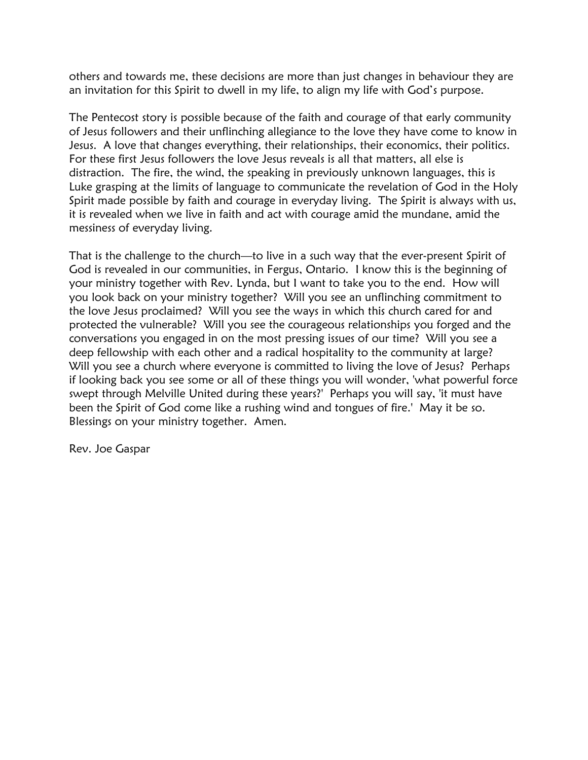others and towards me, these decisions are more than just changes in behaviour they are an invitation for this Spirit to dwell in my life, to align my life with God's purpose.

The Pentecost story is possible because of the faith and courage of that early community of Jesus followers and their unflinching allegiance to the love they have come to know in Jesus. A love that changes everything, their relationships, their economics, their politics. For these first Jesus followers the love Jesus reveals is all that matters, all else is distraction. The fire, the wind, the speaking in previously unknown languages, this is Luke grasping at the limits of language to communicate the revelation of God in the Holy Spirit made possible by faith and courage in everyday living. The Spirit is always with us, it is revealed when we live in faith and act with courage amid the mundane, amid the messiness of everyday living.

That is the challenge to the church—to live in a such way that the ever-present Spirit of God is revealed in our communities, in Fergus, Ontario. I know this is the beginning of your ministry together with Rev. Lynda, but I want to take you to the end. How will you look back on your ministry together? Will you see an unflinching commitment to the love Jesus proclaimed? Will you see the ways in which this church cared for and protected the vulnerable? Will you see the courageous relationships you forged and the conversations you engaged in on the most pressing issues of our time? Will you see a deep fellowship with each other and a radical hospitality to the community at large? Will you see a church where everyone is committed to living the love of Jesus? Perhaps if looking back you see some or all of these things you will wonder, 'what powerful force swept through Melville United during these years?' Perhaps you will say, 'it must have been the Spirit of God come like a rushing wind and tongues of fire.' May it be so. Blessings on your ministry together. Amen.

Rev. Joe Gaspar